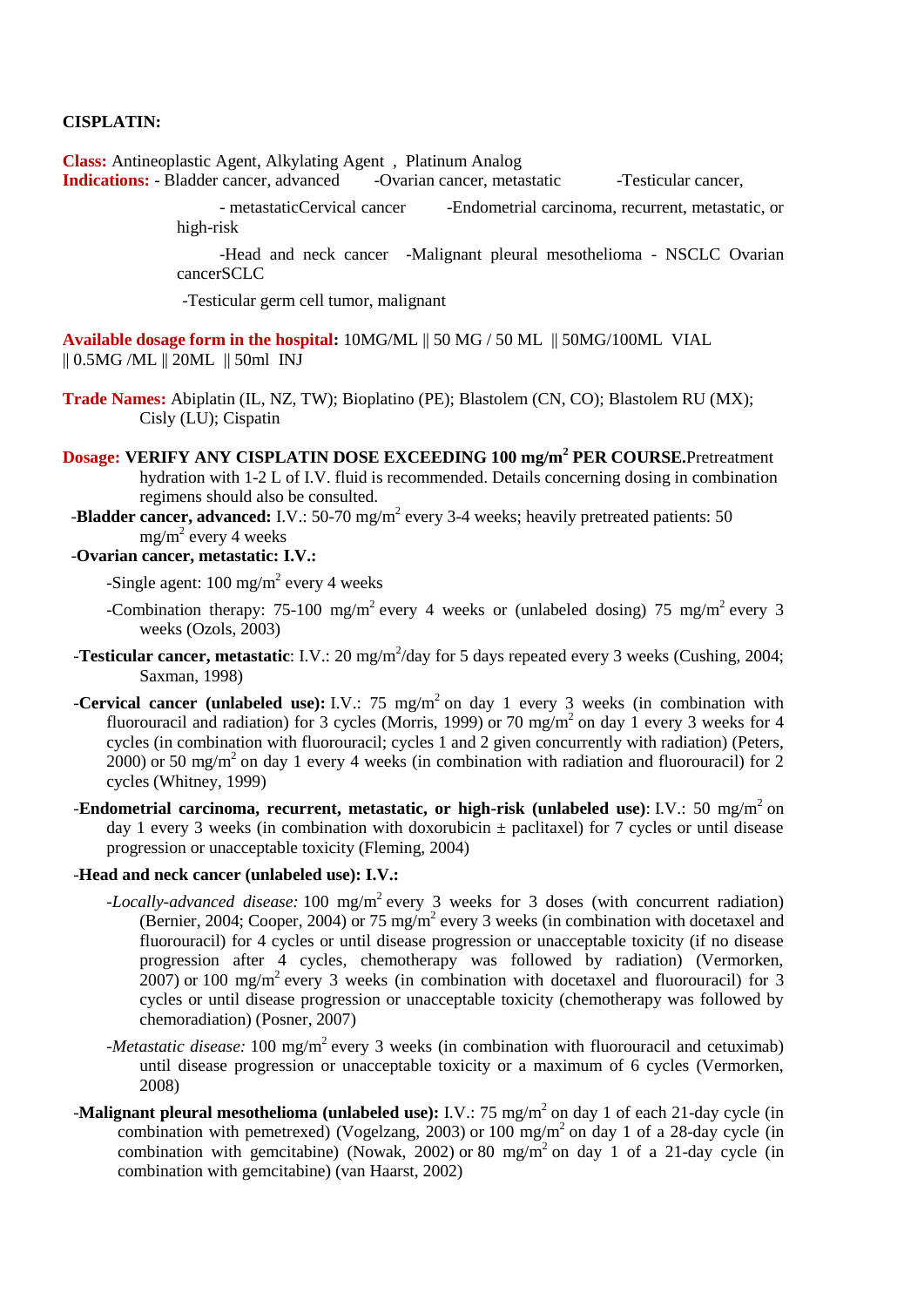**CISPLATIN:**

**Class:** Antineoplastic Agent, Alkylating Agent , Platinum Analog

**Indications:** - Bladder cancer, advanced -Ovarian cancer, metastatic -Testicular cancer,

- metastaticCervical cancer -Endometrial carcinoma, recurrent, metastatic, or high-risk

-Head and neck cancer -Malignant pleural mesothelioma - NSCLC Ovarian cancerSCLC

-Testicular germ cell tumor, malignant

**Available dosage form in the hospital:** 10MG/ML || 50 MG / 50 ML || 50MG/100ML VIAL || 0.5MG /ML || 20ML || 50ml INJ

**Trade Names:** Abiplatin (IL, NZ, TW); Bioplatino (PE); Blastolem (CN, CO); Blastolem RU (MX); Cisly (LU); Cispatin

**Dosage:** **VERIFY ANY CISPLATIN DOSE EXCEEDING 100 mg/m$^2$ PER COURSE.**Pretreatment hydration with 1-2 L of I.V. fluid is recommended. Details concerning dosing in combination regimens should also be consulted.

-**Bladder cancer, advanced:** I.V.: 50-70 mg/m$^2$ every 3-4 weeks; heavily pretreated patients: 50 mg/m$^2$ every 4 weeks

-**Ovarian cancer, metastatic: I.V.:**

-Single agent: 100 mg/m$^2$ every 4 weeks

-Combination therapy: 75-100 mg/m$^2$ every 4 weeks or (unlabeled dosing) 75 mg/m$^2$ every 3 weeks (Ozols, 2003)

-**Testicular cancer, metastatic**: I.V.: 20 mg/m$^2$/day for 5 days repeated every 3 weeks (Cushing, 2004; Saxman, 1998)

-**Cervical cancer (unlabeled use):** I.V.: 75 mg/m$^2$ on day 1 every 3 weeks (in combination with fluorouracil and radiation) for 3 cycles (Morris, 1999) or 70 mg/m$^2$ on day 1 every 3 weeks for 4 cycles (in combination with fluorouracil; cycles 1 and 2 given concurrently with radiation) (Peters, 2000) or 50 mg/m$^2$ on day 1 every 4 weeks (in combination with radiation and fluorouracil) for 2 cycles (Whitney, 1999)

-**Endometrial carcinoma, recurrent, metastatic, or high-risk (unlabeled use)**: I.V.: 50 mg/m$^2$ on day 1 every 3 weeks (in combination with doxorubicin ± paclitaxel) for 7 cycles or until disease progression or unacceptable toxicity (Fleming, 2004)

-**Head and neck cancer (unlabeled use): I.V.:**

-*Locally-advanced disease:* 100 mg/m$^2$ every 3 weeks for 3 doses (with concurrent radiation) (Bernier, 2004; Cooper, 2004) or 75 mg/m$^2$ every 3 weeks (in combination with docetaxel and fluorouracil) for 4 cycles or until disease progression or unacceptable toxicity (if no disease progression after 4 cycles, chemotherapy was followed by radiation) (Vermorken, 2007) or 100 mg/m$^2$ every 3 weeks (in combination with docetaxel and fluorouracil) for 3 cycles or until disease progression or unacceptable toxicity (chemotherapy was followed by chemoradiation) (Posner, 2007)

-*Metastatic disease:* 100 mg/m$^2$ every 3 weeks (in combination with fluorouracil and cetuximab) until disease progression or unacceptable toxicity or a maximum of 6 cycles (Vermorken, 2008)

-**Malignant pleural mesothelioma (unlabeled use):** I.V.: 75 mg/m$^2$ on day 1 of each 21-day cycle (in combination with pemetrexed) (Vogelzang, 2003) or 100 mg/m$^2$ on day 1 of a 28-day cycle (in combination with gemcitabine) (Nowak, 2002) or 80 mg/m$^2$ on day 1 of a 21-day cycle (in combination with gemcitabine) (van Haarst, 2002)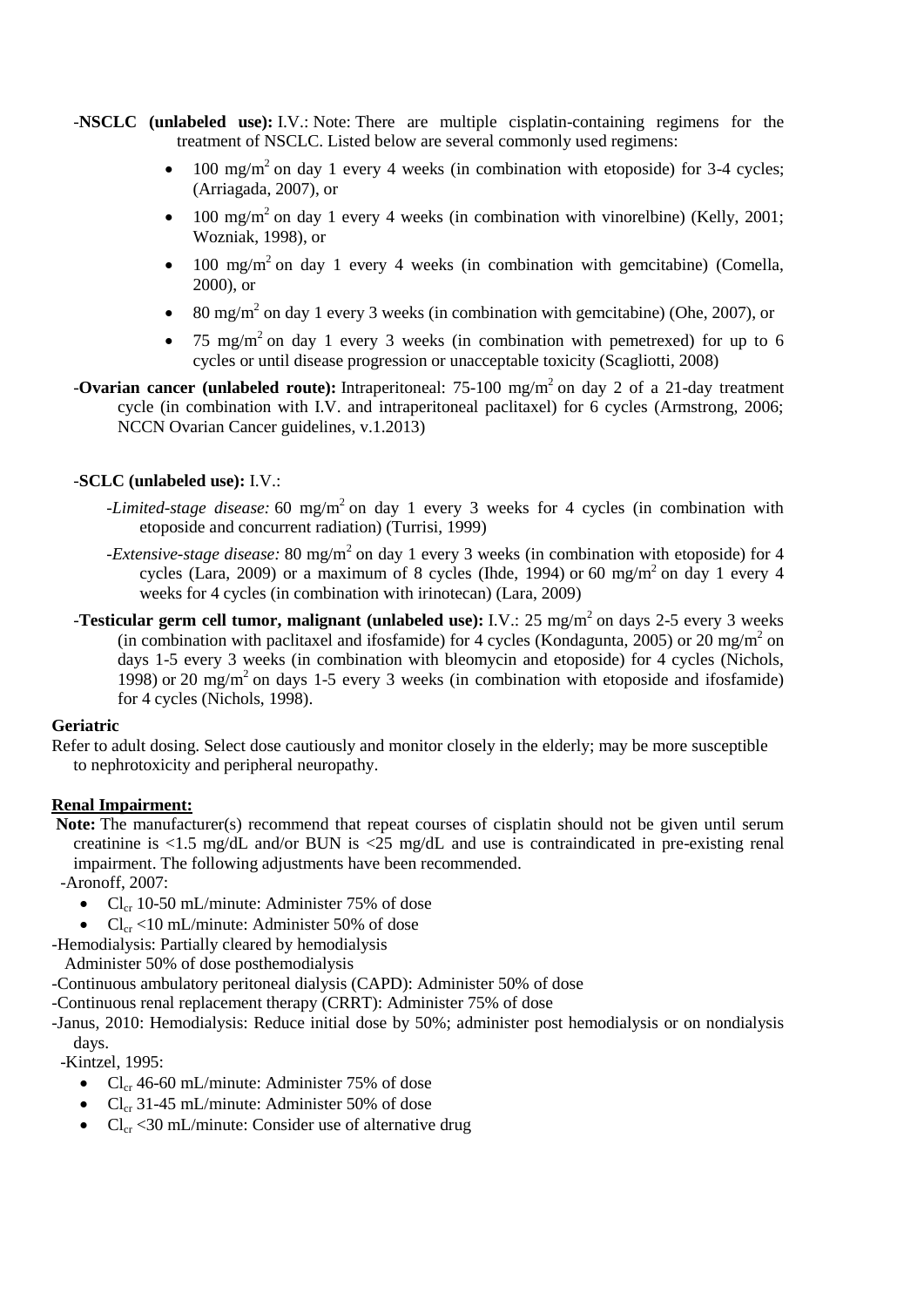-**NSCLC (unlabeled use):** I.V.: Note: There are multiple cisplatin-containing regimens for the treatment of NSCLC. Listed below are several commonly used regimens:

- 100 mg/m$^2$ on day 1 every 4 weeks (in combination with etoposide) for 3-4 cycles; (Arriagada, 2007), or
- 100 mg/m$^2$ on day 1 every 4 weeks (in combination with vinorelbine) (Kelly, 2001; Wozniak, 1998), or
- 100 mg/m$^2$ on day 1 every 4 weeks (in combination with gemcitabine) (Comella, 2000), or
- 80 mg/m$^2$ on day 1 every 3 weeks (in combination with gemcitabine) (Ohe, 2007), or
- 75 mg/m$^2$ on day 1 every 3 weeks (in combination with pemetrexed) for up to 6 cycles or until disease progression or unacceptable toxicity (Scagliotti, 2008)

-**Ovarian cancer (unlabeled route):** Intraperitoneal: 75-100 mg/m$^2$ on day 2 of a 21-day treatment cycle (in combination with I.V. and intraperitoneal paclitaxel) for 6 cycles (Armstrong, 2006; NCCN Ovarian Cancer guidelines, v.1.2013)

-**SCLC (unlabeled use):** I.V.:

-*Limited-stage disease:* 60 mg/m$^2$ on day 1 every 3 weeks for 4 cycles (in combination with etoposide and concurrent radiation) (Turrisi, 1999)

-*Extensive-stage disease:* 80 mg/m$^2$ on day 1 every 3 weeks (in combination with etoposide) for 4 cycles (Lara, 2009) or a maximum of 8 cycles (Ihde, 1994) or 60 mg/m$^2$ on day 1 every 4 weeks for 4 cycles (in combination with irinotecan) (Lara, 2009)

-**Testicular germ cell tumor, malignant (unlabeled use):** I.V.: 25 mg/m$^2$ on days 2-5 every 3 weeks (in combination with paclitaxel and ifosfamide) for 4 cycles (Kondagunta, 2005) or 20 mg/m$^2$ on days 1-5 every 3 weeks (in combination with bleomycin and etoposide) for 4 cycles (Nichols, 1998) or 20 mg/m$^2$ on days 1-5 every 3 weeks (in combination with etoposide and ifosfamide) for 4 cycles (Nichols, 1998).

**Geriatric**

Refer to adult dosing. Select dose cautiously and monitor closely in the elderly; may be more susceptible to nephrotoxicity and peripheral neuropathy.

**Renal Impairment:**

**Note:** The manufacturer(s) recommend that repeat courses of cisplatin should not be given until serum creatinine is <1.5 mg/dL and/or BUN is <25 mg/dL and use is contraindicated in pre-existing renal impairment. The following adjustments have been recommended.

-Aronoff, 2007:

- $Cl_{cr}$ 10-50 mL/minute: Administer 75% of dose
- $Cl_{cr}$ <10 mL/minute: Administer 50% of dose

-Hemodialysis: Partially cleared by hemodialysis

Administer 50% of dose posthemodialysis

-Continuous ambulatory peritoneal dialysis (CAPD): Administer 50% of dose

-Continuous renal replacement therapy (CRRT): Administer 75% of dose

-Janus, 2010: Hemodialysis: Reduce initial dose by 50%; administer post hemodialysis or on nondialysis days.

-Kintzel, 1995:

- $Cl_{cr}$ 46-60 mL/minute: Administer 75% of dose
- $Cl_{cr}$ 31-45 mL/minute: Administer 50% of dose
- $Cl_{cr}$ <30 mL/minute: Consider use of alternative drug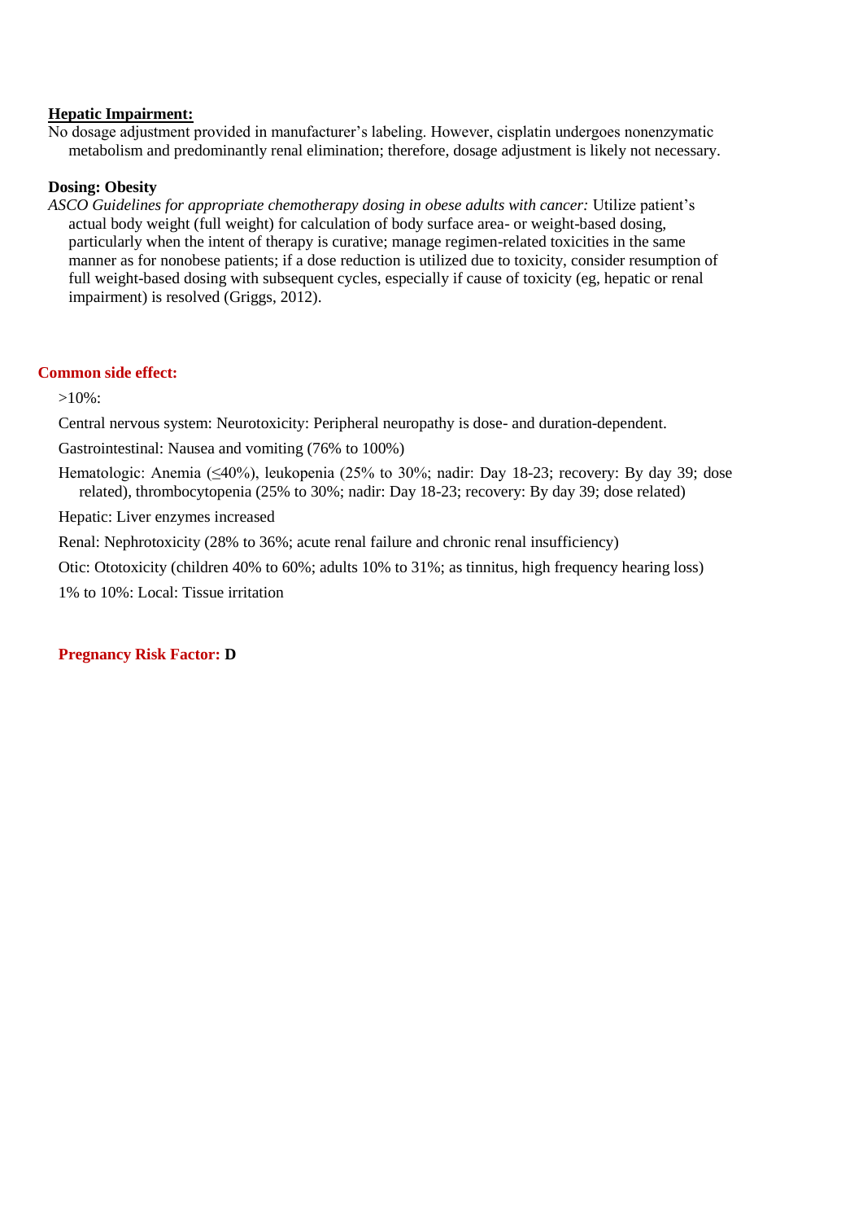**Hepatic Impairment:**

No dosage adjustment provided in manufacturer's labeling. However, cisplatin undergoes nonenzymatic metabolism and predominantly renal elimination; therefore, dosage adjustment is likely not necessary.

**Dosing: Obesity**

*ASCO Guidelines for appropriate chemotherapy dosing in obese adults with cancer:* Utilize patient's actual body weight (full weight) for calculation of body surface area- or weight-based dosing, particularly when the intent of therapy is curative; manage regimen-related toxicities in the same manner as for nonobese patients; if a dose reduction is utilized due to toxicity, consider resumption of full weight-based dosing with subsequent cycles, especially if cause of toxicity (eg, hepatic or renal impairment) is resolved (Griggs, 2012).

**Common side effect:**

>10%:

Central nervous system: Neurotoxicity: Peripheral neuropathy is dose- and duration-dependent.

Gastrointestinal: Nausea and vomiting (76% to 100%)

Hematologic: Anemia (≤40%), leukopenia (25% to 30%; nadir: Day 18-23; recovery: By day 39; dose related), thrombocytopenia (25% to 30%; nadir: Day 18-23; recovery: By day 39; dose related)

Hepatic: Liver enzymes increased

Renal: Nephrotoxicity (28% to 36%; acute renal failure and chronic renal insufficiency)

Otic: Ototoxicity (children 40% to 60%; adults 10% to 31%; as tinnitus, high frequency hearing loss)

1% to 10%: Local: Tissue irritation

**Pregnancy Risk Factor: D**